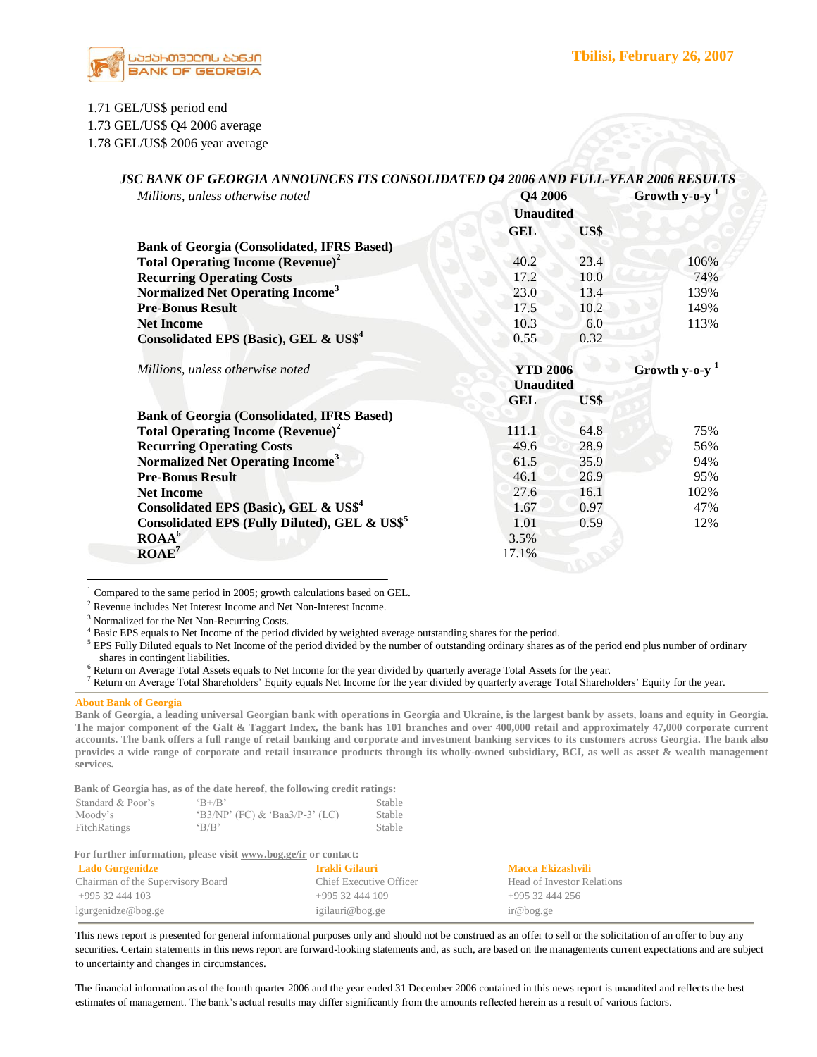Tbilisi, February 26, 2007

1.71 GEL/US$ period end
1.73 GEL/US$ Q4 2006 average
1.78 GEL/US$ 2006 year average

### *JSC BANK OF GEORGIA ANNOUNCES ITS CONSOLIDATED Q4 2006 AND FULL-YEAR 2006 RESULTS*

| *Millions, unless otherwise noted* | **Q4 2006 Unaudited** | | **Growth y-o-y** [1] |
|---|---|---|---|
| | **GEL** | **US$** | |
| **Bank of Georgia (Consolidated, IFRS Based)** | | | |
| **Total Operating Income (Revenue)**[2] | 40.2 | 23.4 | 106% |
| **Recurring Operating Costs** | 17.2 | 10.0 | 74% |
| **Normalized Net Operating Income**[3] | 23.0 | 13.4 | 139% |
| **Pre-Bonus Result** | 17.5 | 10.2 | 149% |
| **Net Income** | 10.3 | 6.0 | 113% |
| **Consolidated EPS (Basic), GEL & US$**[4] | 0.55 | 0.32 | |

| *Millions, unless otherwise noted* | **YTD 2006 Unaudited** | | **Growth y-o-y** [1] |
|---|---|---|---|
| | **GEL** | **US$** | |
| **Bank of Georgia (Consolidated, IFRS Based)** | | | |
| **Total Operating Income (Revenue)**[2] | 111.1 | 64.8 | 75% |
| **Recurring Operating Costs** | 49.6 | 28.9 | 56% |
| **Normalized Net Operating Income**[3] | 61.5 | 35.9 | 94% |
| **Pre-Bonus Result** | 46.1 | 26.9 | 95% |
| **Net Income** | 27.6 | 16.1 | 102% |
| **Consolidated EPS (Basic), GEL & US$**[4] | 1.67 | 0.97 | 47% |
| **Consolidated EPS (Fully Diluted), GEL & US$**[5] | 1.01 | 0.59 | 12% |
| **ROAA**[6] | 3.5% | | |
| **ROAE**[7] | 17.1% | | |

[1] Compared to the same period in 2005; growth calculations based on GEL.
[2] Revenue includes Net Interest Income and Net Non-Interest Income.
[3] Normalized for the Net Non-Recurring Costs.
[4] Basic EPS equals to Net Income of the period divided by weighted average outstanding shares for the period.
[5] EPS Fully Diluted equals to Net Income of the period divided by the number of outstanding ordinary shares as of the period end plus number of ordinary shares in contingent liabilities.
[6] Return on Average Total Assets equals to Net Income for the year divided by quarterly average Total Assets for the year.
[7] Return on Average Total Shareholders' Equity equals Net Income for the year divided by quarterly average Total Shareholders' Equity for the year.

**About Bank of Georgia**

**Bank of Georgia, a leading universal Georgian bank with operations in Georgia and Ukraine, is the largest bank by assets, loans and equity in Georgia. The major component of the Galt & Taggart Index, the bank has 101 branches and over 400,000 retail and approximately 47,000 corporate current accounts. The bank offers a full range of retail banking and corporate and investment banking services to its customers across Georgia. The bank also provides a wide range of corporate and retail insurance products through its wholly-owned subsidiary, BCI, as well as asset & wealth management services.**

**Bank of Georgia has, as of the date hereof, the following credit ratings:**

| | | |
|---|---|---|
| Standard & Poor's | 'B+/B' | Stable |
| Moody's | 'B3/NP' (FC) & 'Baa3/P-3' (LC) | Stable |
| FitchRatings | 'B/B' | Stable |

**For further information, please visit www.bog.ge/ir or contact:**

| **Lado Gurgenidze** | **Irakli Gilauri** | **Macca Ekizashvili** |
|---|---|---|
| Chairman of the Supervisory Board | Chief Executive Officer | Head of Investor Relations |
| +995 32 444 103 | +995 32 444 109 | +995 32 444 256 |
| lgurgenidze@bog.ge | igilauri@bog.ge | ir@bog.ge |

This news report is presented for general informational purposes only and should not be construed as an offer to sell or the solicitation of an offer to buy any securities. Certain statements in this news report are forward-looking statements and, as such, are based on the managements current expectations and are subject to uncertainty and changes in circumstances.

The financial information as of the fourth quarter 2006 and the year ended 31 December 2006 contained in this news report is unaudited and reflects the best estimates of management. The bank's actual results may differ significantly from the amounts reflected herein as a result of various factors.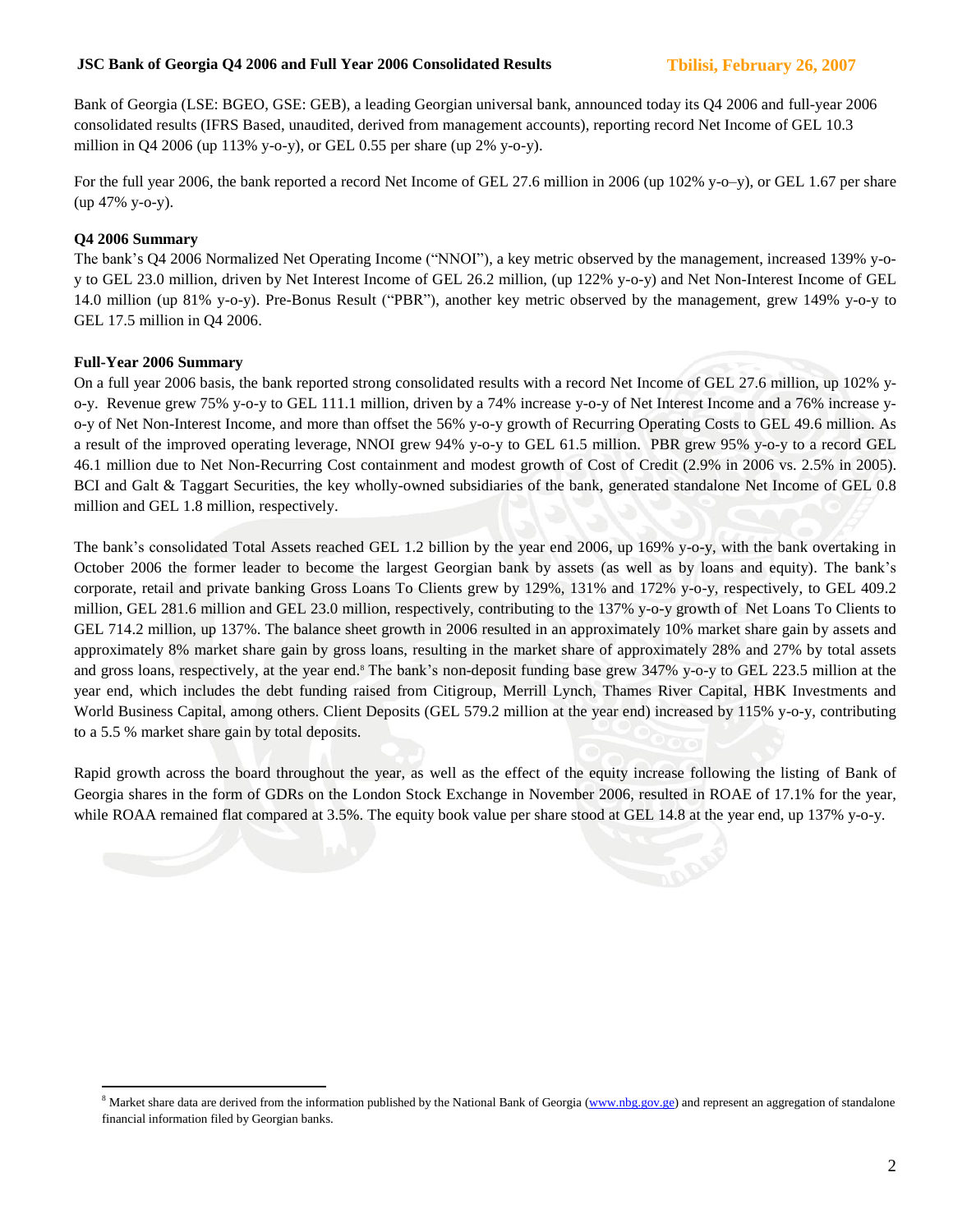Bank of Georgia (LSE: BGEO, GSE: GEB), a leading Georgian universal bank, announced today its Q4 2006 and full-year 2006 consolidated results (IFRS Based, unaudited, derived from management accounts), reporting record Net Income of GEL 10.3 million in Q4 2006 (up 113% y-o-y), or GEL 0.55 per share (up 2% y-o-y).

For the full year 2006, the bank reported a record Net Income of GEL 27.6 million in 2006 (up 102% y-o–y), or GEL 1.67 per share (up 47% y-o-y).

**Q4 2006 Summary**

The bank's Q4 2006 Normalized Net Operating Income ("NNOI"), a key metric observed by the management, increased 139% y-o-y to GEL 23.0 million, driven by Net Interest Income of GEL 26.2 million, (up 122% y-o-y) and Net Non-Interest Income of GEL 14.0 million (up 81% y-o-y). Pre-Bonus Result ("PBR"), another key metric observed by the management, grew 149% y-o-y to GEL 17.5 million in Q4 2006.

**Full-Year 2006 Summary**

On a full year 2006 basis, the bank reported strong consolidated results with a record Net Income of GEL 27.6 million, up 102% y-o-y. Revenue grew 75% y-o-y to GEL 111.1 million, driven by a 74% increase y-o-y of Net Interest Income and a 76% increase y-o-y of Net Non-Interest Income, and more than offset the 56% y-o-y growth of Recurring Operating Costs to GEL 49.6 million. As a result of the improved operating leverage, NNOI grew 94% y-o-y to GEL 61.5 million. PBR grew 95% y-o-y to a record GEL 46.1 million due to Net Non-Recurring Cost containment and modest growth of Cost of Credit (2.9% in 2006 vs. 2.5% in 2005). BCI and Galt & Taggart Securities, the key wholly-owned subsidiaries of the bank, generated standalone Net Income of GEL 0.8 million and GEL 1.8 million, respectively.

The bank's consolidated Total Assets reached GEL 1.2 billion by the year end 2006, up 169% y-o-y, with the bank overtaking in October 2006 the former leader to become the largest Georgian bank by assets (as well as by loans and equity). The bank's corporate, retail and private banking Gross Loans To Clients grew by 129%, 131% and 172% y-o-y, respectively, to GEL 409.2 million, GEL 281.6 million and GEL 23.0 million, respectively, contributing to the 137% y-o-y growth of Net Loans To Clients to GEL 714.2 million, up 137%. The balance sheet growth in 2006 resulted in an approximately 10% market share gain by assets and approximately 8% market share gain by gross loans, resulting in the market share of approximately 28% and 27% by total assets and gross loans, respectively, at the year end.[8] The bank's non-deposit funding base grew 347% y-o-y to GEL 223.5 million at the year end, which includes the debt funding raised from Citigroup, Merrill Lynch, Thames River Capital, HBK Investments and World Business Capital, among others. Client Deposits (GEL 579.2 million at the year end) increased by 115% y-o-y, contributing to a 5.5 % market share gain by total deposits.

Rapid growth across the board throughout the year, as well as the effect of the equity increase following the listing of Bank of Georgia shares in the form of GDRs on the London Stock Exchange in November 2006, resulted in ROAE of 17.1% for the year, while ROAA remained flat compared at 3.5%. The equity book value per share stood at GEL 14.8 at the year end, up 137% y-o-y.

[8] Market share data are derived from the information published by the National Bank of Georgia (www.nbg.gov.ge) and represent an aggregation of standalone financial information filed by Georgian banks.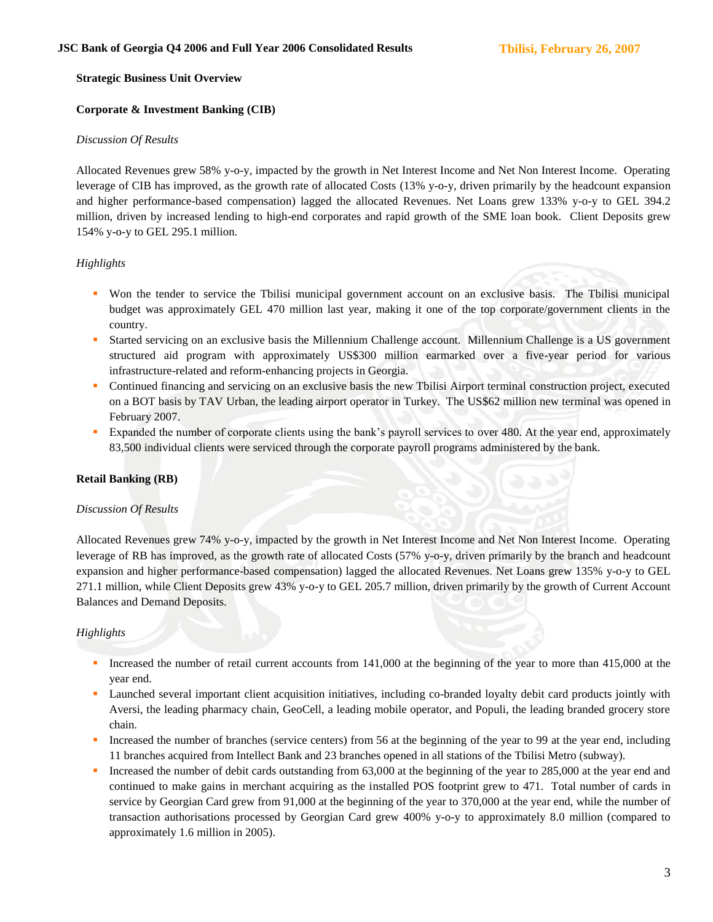**Strategic Business Unit Overview**

**Corporate & Investment Banking (CIB)**

*Discussion Of Results*

Allocated Revenues grew 58% y-o-y, impacted by the growth in Net Interest Income and Net Non Interest Income. Operating leverage of CIB has improved, as the growth rate of allocated Costs (13% y-o-y, driven primarily by the headcount expansion and higher performance-based compensation) lagged the allocated Revenues. Net Loans grew 133% y-o-y to GEL 394.2 million, driven by increased lending to high-end corporates and rapid growth of the SME loan book. Client Deposits grew 154% y-o-y to GEL 295.1 million.

*Highlights*

- Won the tender to service the Tbilisi municipal government account on an exclusive basis. The Tbilisi municipal budget was approximately GEL 470 million last year, making it one of the top corporate/government clients in the country.
- Started servicing on an exclusive basis the Millennium Challenge account. Millennium Challenge is a US government structured aid program with approximately US$300 million earmarked over a five-year period for various infrastructure-related and reform-enhancing projects in Georgia.
- Continued financing and servicing on an exclusive basis the new Tbilisi Airport terminal construction project, executed on a BOT basis by TAV Urban, the leading airport operator in Turkey. The US$62 million new terminal was opened in February 2007.
- Expanded the number of corporate clients using the bank's payroll services to over 480. At the year end, approximately 83,500 individual clients were serviced through the corporate payroll programs administered by the bank.

**Retail Banking (RB)**

*Discussion Of Results*

Allocated Revenues grew 74% y-o-y, impacted by the growth in Net Interest Income and Net Non Interest Income. Operating leverage of RB has improved, as the growth rate of allocated Costs (57% y-o-y, driven primarily by the branch and headcount expansion and higher performance-based compensation) lagged the allocated Revenues. Net Loans grew 135% y-o-y to GEL 271.1 million, while Client Deposits grew 43% y-o-y to GEL 205.7 million, driven primarily by the growth of Current Account Balances and Demand Deposits.

*Highlights*

- Increased the number of retail current accounts from 141,000 at the beginning of the year to more than 415,000 at the year end.
- Launched several important client acquisition initiatives, including co-branded loyalty debit card products jointly with Aversi, the leading pharmacy chain, GeoCell, a leading mobile operator, and Populi, the leading branded grocery store chain.
- Increased the number of branches (service centers) from 56 at the beginning of the year to 99 at the year end, including 11 branches acquired from Intellect Bank and 23 branches opened in all stations of the Tbilisi Metro (subway).
- Increased the number of debit cards outstanding from 63,000 at the beginning of the year to 285,000 at the year end and continued to make gains in merchant acquiring as the installed POS footprint grew to 471. Total number of cards in service by Georgian Card grew from 91,000 at the beginning of the year to 370,000 at the year end, while the number of transaction authorisations processed by Georgian Card grew 400% y-o-y to approximately 8.0 million (compared to approximately 1.6 million in 2005).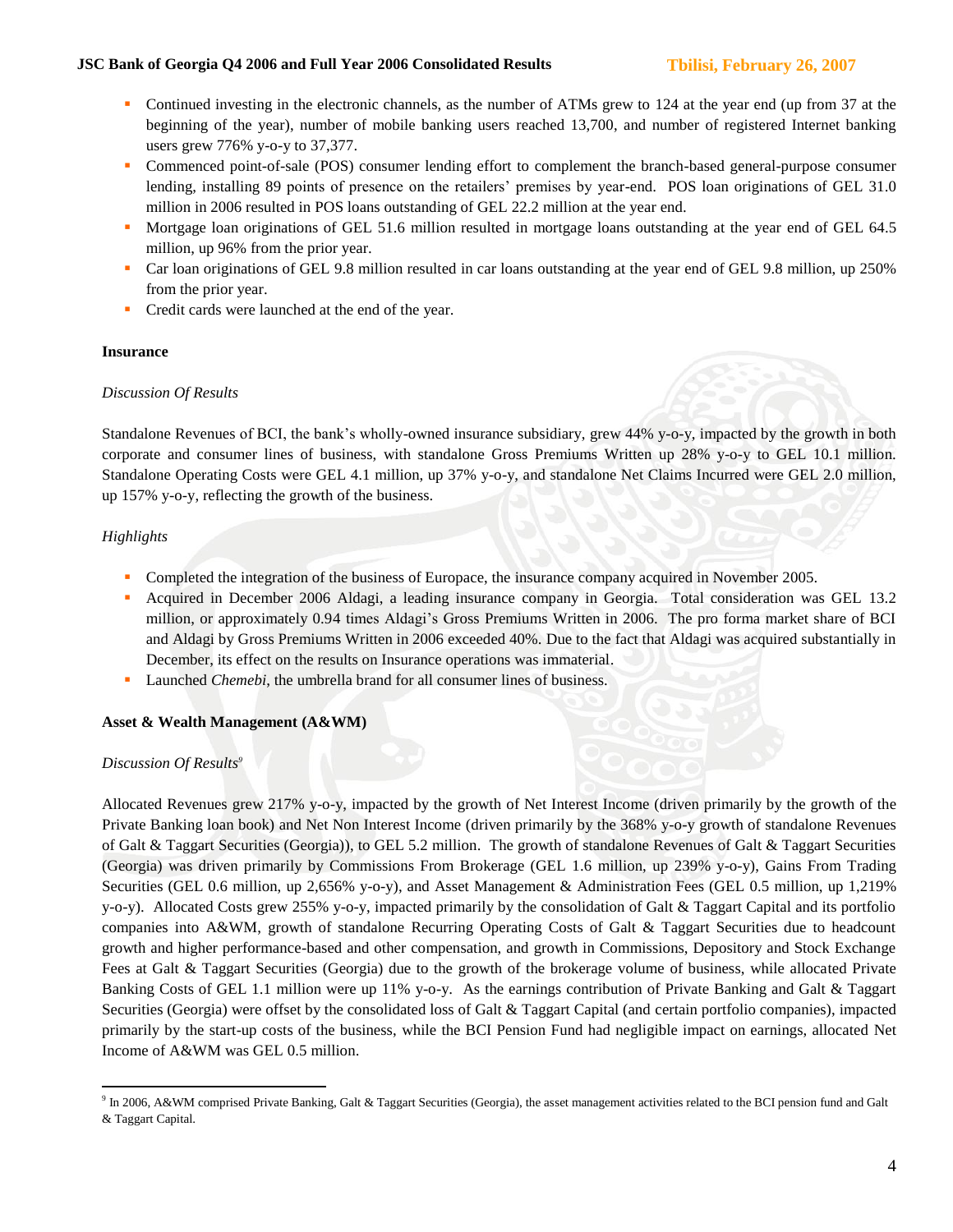- Continued investing in the electronic channels, as the number of ATMs grew to 124 at the year end (up from 37 at the beginning of the year), number of mobile banking users reached 13,700, and number of registered Internet banking users grew 776% y-o-y to 37,377.
- Commenced point-of-sale (POS) consumer lending effort to complement the branch-based general-purpose consumer lending, installing 89 points of presence on the retailers' premises by year-end. POS loan originations of GEL 31.0 million in 2006 resulted in POS loans outstanding of GEL 22.2 million at the year end.
- Mortgage loan originations of GEL 51.6 million resulted in mortgage loans outstanding at the year end of GEL 64.5 million, up 96% from the prior year.
- Car loan originations of GEL 9.8 million resulted in car loans outstanding at the year end of GEL 9.8 million, up 250% from the prior year.
- Credit cards were launched at the end of the year.

**Insurance**

*Discussion Of Results*

Standalone Revenues of BCI, the bank's wholly-owned insurance subsidiary, grew 44% y-o-y, impacted by the growth in both corporate and consumer lines of business, with standalone Gross Premiums Written up 28% y-o-y to GEL 10.1 million. Standalone Operating Costs were GEL 4.1 million, up 37% y-o-y, and standalone Net Claims Incurred were GEL 2.0 million, up 157% y-o-y, reflecting the growth of the business.

*Highlights*

- Completed the integration of the business of Europace, the insurance company acquired in November 2005.
- Acquired in December 2006 Aldagi, a leading insurance company in Georgia. Total consideration was GEL 13.2 million, or approximately 0.94 times Aldagi's Gross Premiums Written in 2006. The pro forma market share of BCI and Aldagi by Gross Premiums Written in 2006 exceeded 40%. Due to the fact that Aldagi was acquired substantially in December, its effect on the results on Insurance operations was immaterial.
- Launched *Chemebi*, the umbrella brand for all consumer lines of business.

**Asset & Wealth Management (A&WM)**

*Discussion Of Results*[9]

Allocated Revenues grew 217% y-o-y, impacted by the growth of Net Interest Income (driven primarily by the growth of the Private Banking loan book) and Net Non Interest Income (driven primarily by the 368% y-o-y growth of standalone Revenues of Galt & Taggart Securities (Georgia)), to GEL 5.2 million. The growth of standalone Revenues of Galt & Taggart Securities (Georgia) was driven primarily by Commissions From Brokerage (GEL 1.6 million, up 239% y-o-y), Gains From Trading Securities (GEL 0.6 million, up 2,656% y-o-y), and Asset Management & Administration Fees (GEL 0.5 million, up 1,219% y-o-y). Allocated Costs grew 255% y-o-y, impacted primarily by the consolidation of Galt & Taggart Capital and its portfolio companies into A&WM, growth of standalone Recurring Operating Costs of Galt & Taggart Securities due to headcount growth and higher performance-based and other compensation, and growth in Commissions, Depository and Stock Exchange Fees at Galt & Taggart Securities (Georgia) due to the growth of the brokerage volume of business, while allocated Private Banking Costs of GEL 1.1 million were up 11% y-o-y. As the earnings contribution of Private Banking and Galt & Taggart Securities (Georgia) were offset by the consolidated loss of Galt & Taggart Capital (and certain portfolio companies), impacted primarily by the start-up costs of the business, while the BCI Pension Fund had negligible impact on earnings, allocated Net Income of A&WM was GEL 0.5 million.

[9] In 2006, A&WM comprised Private Banking, Galt & Taggart Securities (Georgia), the asset management activities related to the BCI pension fund and Galt & Taggart Capital.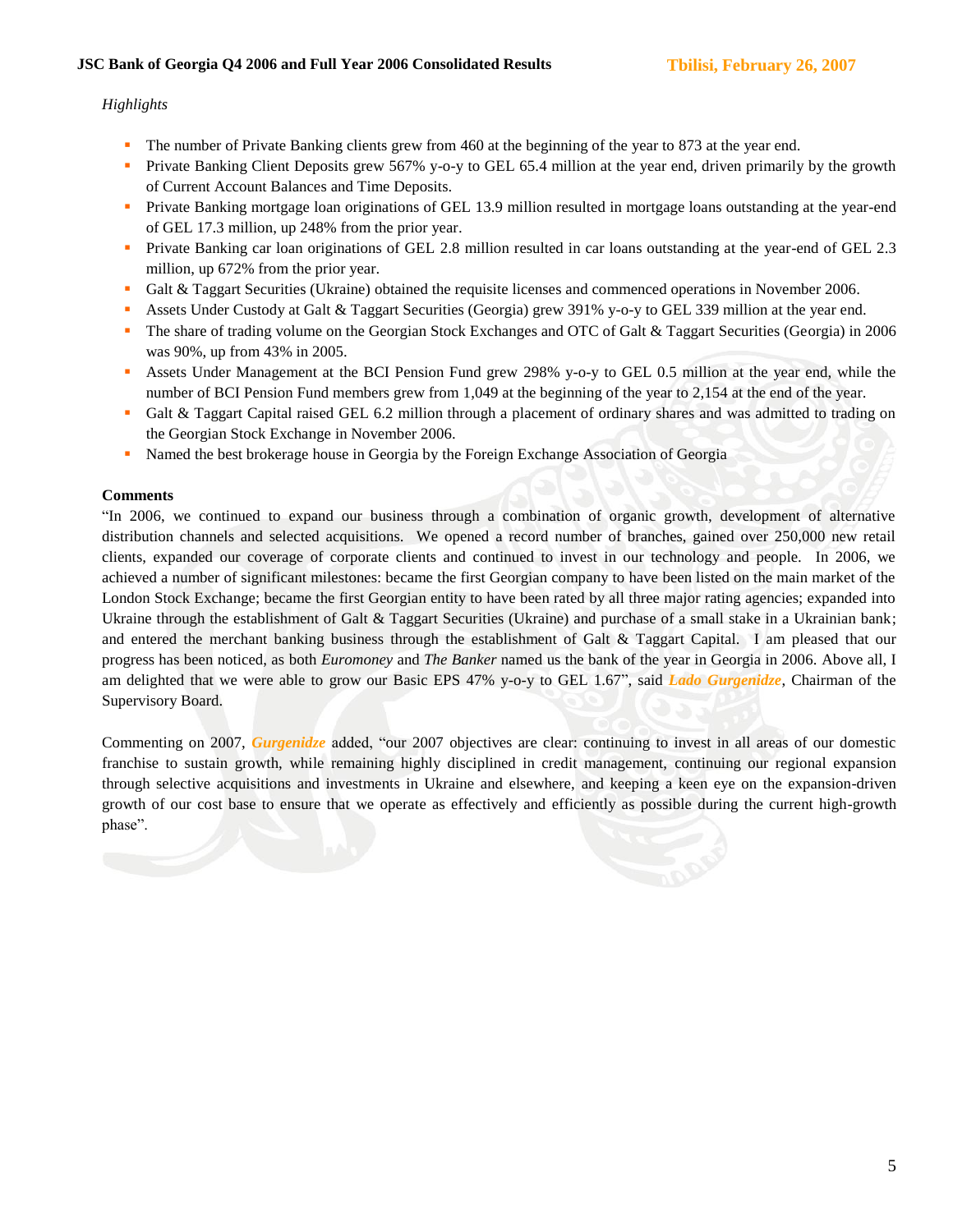*Highlights*

- The number of Private Banking clients grew from 460 at the beginning of the year to 873 at the year end.
- Private Banking Client Deposits grew 567% y-o-y to GEL 65.4 million at the year end, driven primarily by the growth of Current Account Balances and Time Deposits.
- Private Banking mortgage loan originations of GEL 13.9 million resulted in mortgage loans outstanding at the year-end of GEL 17.3 million, up 248% from the prior year.
- Private Banking car loan originations of GEL 2.8 million resulted in car loans outstanding at the year-end of GEL 2.3 million, up 672% from the prior year.
- Galt & Taggart Securities (Ukraine) obtained the requisite licenses and commenced operations in November 2006.
- Assets Under Custody at Galt & Taggart Securities (Georgia) grew 391% y-o-y to GEL 339 million at the year end.
- The share of trading volume on the Georgian Stock Exchanges and OTC of Galt & Taggart Securities (Georgia) in 2006 was 90%, up from 43% in 2005.
- Assets Under Management at the BCI Pension Fund grew 298% y-o-y to GEL 0.5 million at the year end, while the number of BCI Pension Fund members grew from 1,049 at the beginning of the year to 2,154 at the end of the year.
- Galt & Taggart Capital raised GEL 6.2 million through a placement of ordinary shares and was admitted to trading on the Georgian Stock Exchange in November 2006.
- Named the best brokerage house in Georgia by the Foreign Exchange Association of Georgia

**Comments**

"In 2006, we continued to expand our business through a combination of organic growth, development of alternative distribution channels and selected acquisitions. We opened a record number of branches, gained over 250,000 new retail clients, expanded our coverage of corporate clients and continued to invest in our technology and people. In 2006, we achieved a number of significant milestones: became the first Georgian company to have been listed on the main market of the London Stock Exchange; became the first Georgian entity to have been rated by all three major rating agencies; expanded into Ukraine through the establishment of Galt & Taggart Securities (Ukraine) and purchase of a small stake in a Ukrainian bank; and entered the merchant banking business through the establishment of Galt & Taggart Capital. I am pleased that our progress has been noticed, as both *Euromoney* and *The Banker* named us the bank of the year in Georgia in 2006. Above all, I am delighted that we were able to grow our Basic EPS 47% y-o-y to GEL 1.67", said ***Lado Gurgenidze***, Chairman of the Supervisory Board.

Commenting on 2007, ***Gurgenidze*** added, "our 2007 objectives are clear: continuing to invest in all areas of our domestic franchise to sustain growth, while remaining highly disciplined in credit management, continuing our regional expansion through selective acquisitions and investments in Ukraine and elsewhere, and keeping a keen eye on the expansion-driven growth of our cost base to ensure that we operate as effectively and efficiently as possible during the current high-growth phase".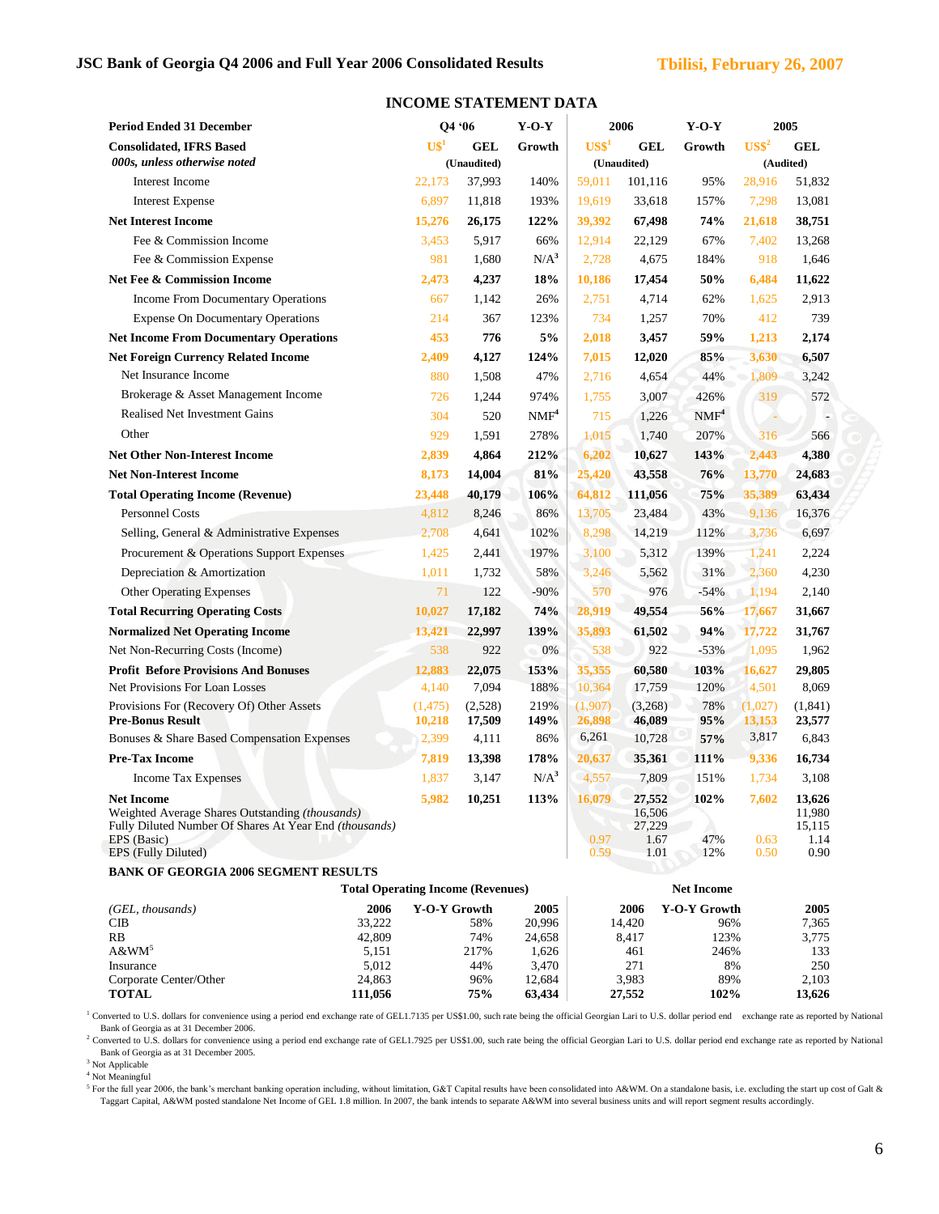**JSC Bank of Georgia Q4 2006 and Full Year 2006 Consolidated Results** **Tbilisi, February 26, 2007**

## INCOME STATEMENT DATA

| Period Ended 31 December | Q4 '06 | | Y-O-Y | 2006 | | Y-O-Y | 2005 | |
|---|---|---|---|---|---|---|---|---|
| **Consolidated, IFRS Based** | US$[1] | GEL | Growth | US$[1] | GEL | Growth | US$[2] | GEL |
| *000s, unless otherwise noted* | (Unaudited) | | | (Unaudited) | | | (Audited) | |
| Interest Income | 22,173 | 37,993 | 140% | 59,011 | 101,116 | 95% | 28,916 | 51,832 |
| Interest Expense | 6,897 | 11,818 | 193% | 19,619 | 33,618 | 157% | 7,298 | 13,081 |
| **Net Interest Income** | **15,276** | **26,175** | **122%** | **39,392** | **67,498** | **74%** | **21,618** | **38,751** |
| Fee & Commission Income | 3,453 | 5,917 | 66% | 12,914 | 22,129 | 67% | 7,402 | 13,268 |
| Fee & Commission Expense | 981 | 1,680 | N/A[3] | 2,728 | 4,675 | 184% | 918 | 1,646 |
| **Net Fee & Commission Income** | **2,473** | **4,237** | **18%** | **10,186** | **17,454** | **50%** | **6,484** | **11,622** |
| Income From Documentary Operations | 667 | 1,142 | 26% | 2,751 | 4,714 | 62% | 1,625 | 2,913 |
| Expense On Documentary Operations | 214 | 367 | 123% | 734 | 1,257 | 70% | 412 | 739 |
| **Net Income From Documentary Operations** | **453** | **776** | **5%** | **2,018** | **3,457** | **59%** | **1,213** | **2,174** |
| **Net Foreign Currency Related Income** | **2,409** | **4,127** | **124%** | **7,015** | **12,020** | **85%** | **3,630** | **6,507** |
| Net Insurance Income | 880 | 1,508 | 47% | 2,716 | 4,654 | 44% | 1,809 | 3,242 |
| Brokerage & Asset Management Income | 726 | 1,244 | 974% | 1,755 | 3,007 | 426% | 319 | 572 |
| Realised Net Investment Gains | 304 | 520 | NMF[4] | 715 | 1,226 | NMF[4] | - | - |
| Other | 929 | 1,591 | 278% | 1,015 | 1,740 | 207% | 316 | 566 |
| **Net Other Non-Interest Income** | **2,839** | **4,864** | **212%** | **6,202** | **10,627** | **143%** | **2,443** | **4,380** |
| **Net Non-Interest Income** | **8,173** | **14,004** | **81%** | **25,420** | **43,558** | **76%** | **13,770** | **24,683** |
| **Total Operating Income (Revenue)** | **23,448** | **40,179** | **106%** | **64,812** | **111,056** | **75%** | **35,389** | **63,434** |
| Personnel Costs | 4,812 | 8,246 | 86% | 13,705 | 23,484 | 43% | 9,136 | 16,376 |
| Selling, General & Administrative Expenses | 2,708 | 4,641 | 102% | 8,298 | 14,219 | 112% | 3,736 | 6,697 |
| Procurement & Operations Support Expenses | 1,425 | 2,441 | 197% | 3,100 | 5,312 | 139% | 1,241 | 2,224 |
| Depreciation & Amortization | 1,011 | 1,732 | 58% | 3,246 | 5,562 | 31% | 2,360 | 4,230 |
| Other Operating Expenses | 71 | 122 | -90% | 570 | 976 | -54% | 1,194 | 2,140 |
| **Total Recurring Operating Costs** | **10,027** | **17,182** | **74%** | **28,919** | **49,554** | **56%** | **17,667** | **31,667** |
| **Normalized Net Operating Income** | **13,421** | **22,997** | **139%** | **35,893** | **61,502** | **94%** | **17,722** | **31,767** |
| Net Non-Recurring Costs (Income) | 538 | 922 | 0% | 538 | 922 | -53% | 1,095 | 1,962 |
| **Profit Before Provisions And Bonuses** | **12,883** | **22,075** | **153%** | **35,355** | **60,580** | **103%** | **16,627** | **29,805** |
| Net Provisions For Loan Losses | 4,140 | 7,094 | 188% | 10,364 | 17,759 | 120% | 4,501 | 8,069 |
| Provisions For (Recovery Of) Other Assets | (1,475) | (2,528) | 219% | (1,907) | (3,268) | 78% | (1,027) | (1,841) |
| **Pre-Bonus Result** | **10,218** | **17,509** | **149%** | **26,898** | **46,089** | **95%** | **13,153** | **23,577** |
| Bonuses & Share Based Compensation Expenses | 2,399 | 4,111 | 86% | 6,261 | 10,728 | **57%** | 3,817 | 6,843 |
| **Pre-Tax Income** | **7,819** | **13,398** | **178%** | **20,637** | **35,361** | **111%** | **9,336** | **16,734** |
| Income Tax Expenses | 1,837 | 3,147 | N/A[3] | 4,557 | 7,809 | 151% | 1,734 | 3,108 |
| **Net Income** | **5,982** | **10,251** | **113%** | **16,079** | **27,552** | **102%** | **7,602** | **13,626** |
| Weighted Average Shares Outstanding *(thousands)* | | | | | 16,506 | | | 11,980 |
| Fully Diluted Number Of Shares At Year End *(thousands)* | | | | | 27,229 | | | 15,115 |
| EPS (Basic) | | | | 0.97 | 1.67 | 47% | 0.63 | 1.14 |
| EPS (Fully Diluted) | | | | 0.59 | 1.01 | 12% | 0.50 | 0.90 |

### BANK OF GEORGIA 2006 SEGMENT RESULTS

| | Total Operating Income (Revenues) | | | Net Income | | |
|---|---|---|---|---|---|---|
| *(GEL, thousands)* | **2006** | **Y-O-Y Growth** | **2005** | **2006** | **Y-O-Y Growth** | **2005** |
| CIB | 33,222 | 58% | 20,996 | 14,420 | 96% | 7,365 |
| RB | 42,809 | 74% | 24,658 | 8,417 | 123% | 3,775 |
| A&WM[5] | 5,151 | 217% | 1,626 | 461 | 246% | 133 |
| Insurance | 5,012 | 44% | 3,470 | 271 | 8% | 250 |
| Corporate Center/Other | 24,863 | 96% | 12,684 | 3,983 | 89% | 2,103 |
| **TOTAL** | **111,056** | **75%** | **63,434** | **27,552** | **102%** | **13,626** |

[1] Converted to U.S. dollars for convenience using a period end exchange rate of GEL1.7135 per US$1.00, such rate being the official Georgian Lari to U.S. dollar period end exchange rate as reported by National Bank of Georgia as at 31 December 2006.

[2] Converted to U.S. dollars for convenience using a period end exchange rate of GEL1.7925 per US$1.00, such rate being the official Georgian Lari to U.S. dollar period end exchange rate as reported by National Bank of Georgia as at 31 December 2005.

[3] Not Applicable

[4] Not Meaningful

[5] For the full year 2006, the bank's merchant banking operation including, without limitation, G&T Capital results have been consolidated into A&WM. On a standalone basis, i.e. excluding the start up cost of Galt & Taggart Capital, A&WM posted standalone Net Income of GEL 1.8 million. In 2007, the bank intends to separate A&WM into several business units and will report segment results accordingly.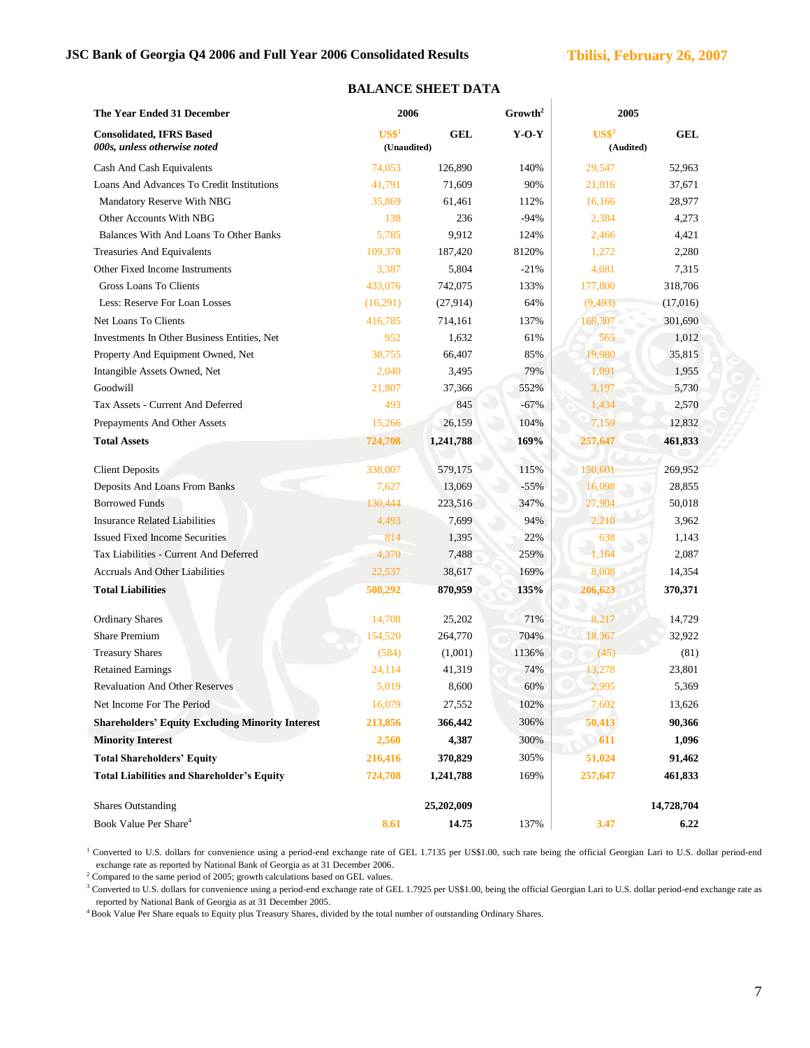JSC Bank of Georgia Q4 2006 and Full Year 2006 Consolidated Results

Tbilisi, February 26, 2007

## BALANCE SHEET DATA

| The Year Ended 31 December | 2006 | | Growth[2] | 2005 | |
|---|---|---|---|---|---|
| **Consolidated, IFRS Based** *000s, unless otherwise noted* | US$[1] (Unaudited) | GEL | Y-O-Y | US$[3] (Audited) | GEL |
| Cash And Cash Equivalents | 74,053 | 126,890 | 140% | 29,547 | 52,963 |
| Loans And Advances To Credit Institutions | 41,791 | 71,609 | 90% | 21,016 | 37,671 |
| Mandatory Reserve With NBG | 35,869 | 61,461 | 112% | 16,166 | 28,977 |
| Other Accounts With NBG | 138 | 236 | -94% | 2,384 | 4,273 |
| Balances With And Loans To Other Banks | 5,785 | 9,912 | 124% | 2,466 | 4,421 |
| Treasuries And Equivalents | 109,378 | 187,420 | 8120% | 1,272 | 2,280 |
| Other Fixed Income Instruments | 3,387 | 5,804 | -21% | 4,081 | 7,315 |
| Gross Loans To Clients | 433,076 | 742,075 | 133% | 177,800 | 318,706 |
| Less: Reserve For Loan Losses | (16,291) | (27,914) | 64% | (9,493) | (17,016) |
| Net Loans To Clients | 416,785 | 714,161 | 137% | 168,307 | 301,690 |
| Investments In Other Business Entities, Net | 952 | 1,632 | 61% | 565 | 1,012 |
| Property And Equipment Owned, Net | 38,755 | 66,407 | 85% | 19,980 | 35,815 |
| Intangible Assets Owned, Net | 2,040 | 3,495 | 79% | 1,091 | 1,955 |
| Goodwill | 21,807 | 37,366 | 552% | 3,197 | 5,730 |
| Tax Assets - Current And Deferred | 493 | 845 | -67% | 1,434 | 2,570 |
| Prepayments And Other Assets | 15,266 | 26,159 | 104% | 7,159 | 12,832 |
| **Total Assets** | **724,708** | **1,241,788** | **169%** | **257,647** | **461,833** |
| Client Deposits | 338,007 | 579,175 | 115% | 150,601 | 269,952 |
| Deposits And Loans From Banks | 7,627 | 13,069 | -55% | 16,098 | 28,855 |
| Borrowed Funds | 130,444 | 223,516 | 347% | 27,904 | 50,018 |
| Insurance Related Liabilities | 4,493 | 7,699 | 94% | 2,210 | 3,962 |
| Issued Fixed Income Securities | 814 | 1,395 | 22% | 638 | 1,143 |
| Tax Liabilities - Current And Deferred | 4,370 | 7,488 | 259% | 1,164 | 2,087 |
| Accruals And Other Liabilities | 22,537 | 38,617 | 169% | 8,008 | 14,354 |
| **Total Liabilities** | **508,292** | **870,959** | **135%** | **206,623** | **370,371** |
| Ordinary Shares | 14,708 | 25,202 | 71% | 8,217 | 14,729 |
| Share Premium | 154,520 | 264,770 | 704% | 18,367 | 32,922 |
| Treasury Shares | (584) | (1,001) | 1136% | (45) | (81) |
| Retained Earnings | 24,114 | 41,319 | 74% | 13,278 | 23,801 |
| Revaluation And Other Reserves | 5,019 | 8,600 | 60% | 2,995 | 5,369 |
| Net Income For The Period | 16,079 | 27,552 | 102% | 7,602 | 13,626 |
| **Shareholders' Equity Excluding Minority Interest** | **213,856** | **366,442** | 306% | **50,413** | **90,366** |
| **Minority Interest** | **2,560** | **4,387** | 300% | **611** | **1,096** |
| **Total Shareholders' Equity** | **216,416** | **370,829** | 305% | **51,024** | **91,462** |
| **Total Liabilities and Shareholder's Equity** | **724,708** | **1,241,788** | 169% | **257,647** | **461,833** |
| Shares Outstanding | | **25,202,009** | | | **14,728,704** |
| Book Value Per Share[4] | **8.61** | **14.75** | 137% | **3.47** | **6.22** |

[1] Converted to U.S. dollars for convenience using a period-end exchange rate of GEL 1.7135 per US$1.00, such rate being the official Georgian Lari to U.S. dollar period-end exchange rate as reported by National Bank of Georgia as at 31 December 2006.

[2] Compared to the same period of 2005; growth calculations based on GEL values.

[3] Converted to U.S. dollars for convenience using a period-end exchange rate of GEL 1.7925 per US$1.00, being the official Georgian Lari to U.S. dollar period-end exchange rate as reported by National Bank of Georgia as at 31 December 2005.

[4] Book Value Per Share equals to Equity plus Treasury Shares, divided by the total number of outstanding Ordinary Shares.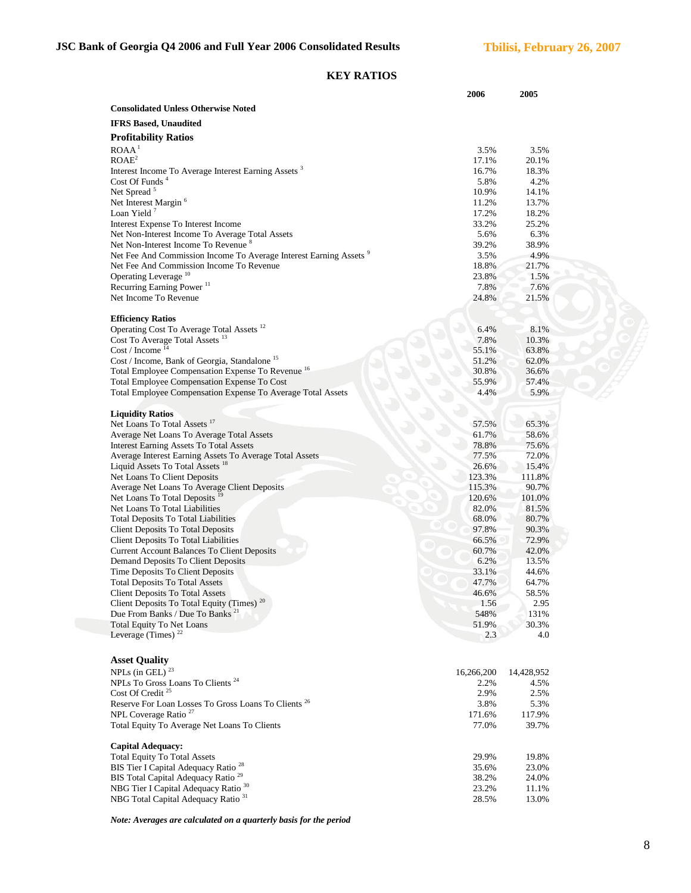## KEY RATIOS

| | 2006 | 2005 |
|---|---|---|
| **Consolidated Unless Otherwise Noted** | | |
| **IFRS Based, Unaudited** | | |
| **Profitability Ratios** | | |
| ROAA [1] | 3.5% | 3.5% |
| ROAE [2] | 17.1% | 20.1% |
| Interest Income To Average Interest Earning Assets [3] | 16.7% | 18.3% |
| Cost Of Funds [4] | 5.8% | 4.2% |
| Net Spread [5] | 10.9% | 14.1% |
| Net Interest Margin [6] | 11.2% | 13.7% |
| Loan Yield [7] | 17.2% | 18.2% |
| Interest Expense To Interest Income | 33.2% | 25.2% |
| Net Non-Interest Income To Average Total Assets | 5.6% | 6.3% |
| Net Non-Interest Income To Revenue [8] | 39.2% | 38.9% |
| Net Fee And Commission Income To Average Interest Earning Assets [9] | 3.5% | 4.9% |
| Net Fee And Commission Income To Revenue | 18.8% | 21.7% |
| Operating Leverage [10] | 23.8% | 1.5% |
| Recurring Earning Power [11] | 7.8% | 7.6% |
| Net Income To Revenue | 24.8% | 21.5% |
| **Efficiency Ratios** | | |
| Operating Cost To Average Total Assets [12] | 6.4% | 8.1% |
| Cost To Average Total Assets [13] | 7.8% | 10.3% |
| Cost / Income [14] | 55.1% | 63.8% |
| Cost / Income, Bank of Georgia, Standalone [15] | 51.2% | 62.0% |
| Total Employee Compensation Expense To Revenue [16] | 30.8% | 36.6% |
| Total Employee Compensation Expense To Cost | 55.9% | 57.4% |
| Total Employee Compensation Expense To Average Total Assets | 4.4% | 5.9% |
| **Liquidity Ratios** | | |
| Net Loans To Total Assets [17] | 57.5% | 65.3% |
| Average Net Loans To Average Total Assets | 61.7% | 58.6% |
| Interest Earning Assets To Total Assets | 78.8% | 75.6% |
| Average Interest Earning Assets To Average Total Assets | 77.5% | 72.0% |
| Liquid Assets To Total Assets [18] | 26.6% | 15.4% |
| Net Loans To Client Deposits | 123.3% | 111.8% |
| Average Net Loans To Average Client Deposits | 115.3% | 90.7% |
| Net Loans To Total Deposits [19] | 120.6% | 101.0% |
| Net Loans To Total Liabilities | 82.0% | 81.5% |
| Total Deposits To Total Liabilities | 68.0% | 80.7% |
| Client Deposits To Total Deposits | 97.8% | 90.3% |
| Client Deposits To Total Liabilities | 66.5% | 72.9% |
| Current Account Balances To Client Deposits | 60.7% | 42.0% |
| Demand Deposits To Client Deposits | 6.2% | 13.5% |
| Time Deposits To Client Deposits | 33.1% | 44.6% |
| Total Deposits To Total Assets | 47.7% | 64.7% |
| Client Deposits To Total Assets | 46.6% | 58.5% |
| Client Deposits To Total Equity (Times) [20] | 1.56 | 2.95 |
| Due From Banks / Due To Banks [21] | 548% | 131% |
| Total Equity To Net Loans | 51.9% | 30.3% |
| Leverage (Times) [22] | 2.3 | 4.0 |
| **Asset Quality** | | |
| NPLs (in GEL) [23] | 16,266,200 | 14,428,952 |
| NPLs To Gross Loans To Clients [24] | 2.2% | 4.5% |
| Cost Of Credit [25] | 2.9% | 2.5% |
| Reserve For Loan Losses To Gross Loans To Clients [26] | 3.8% | 5.3% |
| NPL Coverage Ratio [27] | 171.6% | 117.9% |
| Total Equity To Average Net Loans To Clients | 77.0% | 39.7% |
| **Capital Adequacy:** | | |
| Total Equity To Total Assets | 29.9% | 19.8% |
| BIS Tier I Capital Adequacy Ratio [28] | 35.6% | 23.0% |
| BIS Total Capital Adequacy Ratio [29] | 38.2% | 24.0% |
| NBG Tier I Capital Adequacy Ratio [30] | 23.2% | 11.1% |
| NBG Total Capital Adequacy Ratio [31] | 28.5% | 13.0% |

***Note: Averages are calculated on a quarterly basis for the period***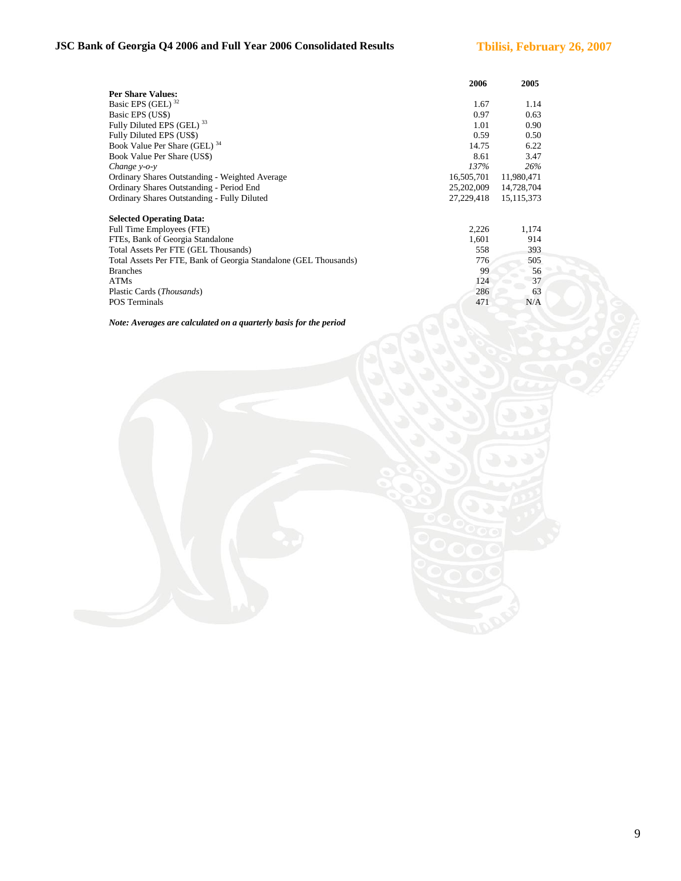| | 2006 | 2005 |
|---|---|---|
| **Per Share Values:** | | |
| Basic EPS (GEL) [32] | 1.67 | 1.14 |
| Basic EPS (US$) | 0.97 | 0.63 |
| Fully Diluted EPS (GEL) [33] | 1.01 | 0.90 |
| Fully Diluted EPS (US$) | 0.59 | 0.50 |
| Book Value Per Share (GEL) [34] | 14.75 | 6.22 |
| Book Value Per Share (US$) | 8.61 | 3.47 |
| *Change y-o-y* | *137%* | *26%* |
| Ordinary Shares Outstanding - Weighted Average | 16,505,701 | 11,980,471 |
| Ordinary Shares Outstanding - Period End | 25,202,009 | 14,728,704 |
| Ordinary Shares Outstanding - Fully Diluted | 27,229,418 | 15,115,373 |
| | | |
| **Selected Operating Data:** | | |
| Full Time Employees (FTE) | 2,226 | 1,174 |
| FTEs, Bank of Georgia Standalone | 1,601 | 914 |
| Total Assets Per FTE (GEL Thousands) | 558 | 393 |
| Total Assets Per FTE, Bank of Georgia Standalone (GEL Thousands) | 776 | 505 |
| Branches | 99 | 56 |
| ATMs | 124 | 37 |
| Plastic Cards (*Thousands*) | 286 | 63 |
| POS Terminals | 471 | N/A |

***Note: Averages are calculated on a quarterly basis for the period***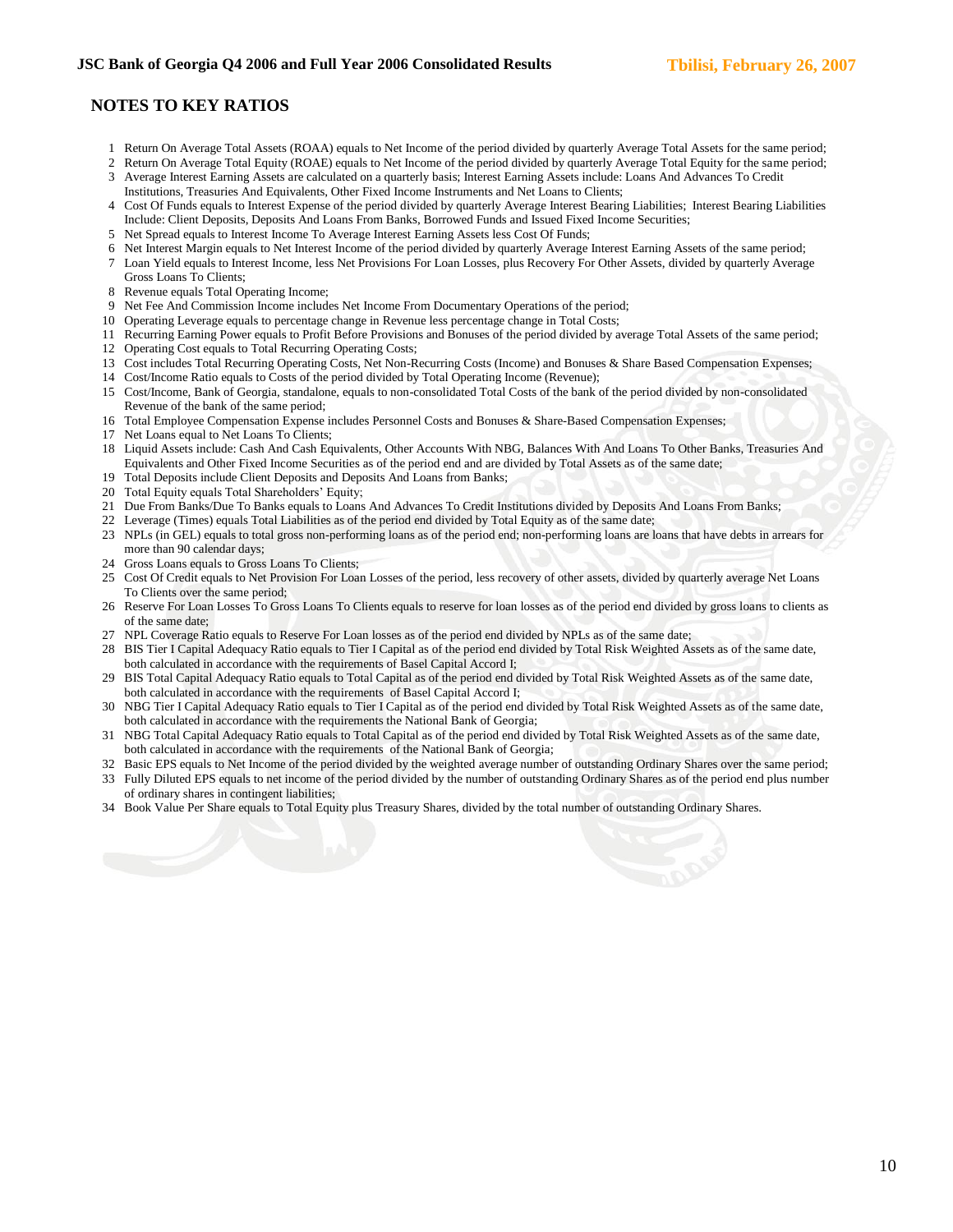## NOTES TO KEY RATIOS

1. Return On Average Total Assets (ROAA) equals to Net Income of the period divided by quarterly Average Total Assets for the same period;
2. Return On Average Total Equity (ROAE) equals to Net Income of the period divided by quarterly Average Total Equity for the same period;
3. Average Interest Earning Assets are calculated on a quarterly basis; Interest Earning Assets include: Loans And Advances To Credit Institutions, Treasuries And Equivalents, Other Fixed Income Instruments and Net Loans to Clients;
4. Cost Of Funds equals to Interest Expense of the period divided by quarterly Average Interest Bearing Liabilities; Interest Bearing Liabilities Include: Client Deposits, Deposits And Loans From Banks, Borrowed Funds and Issued Fixed Income Securities;
5. Net Spread equals to Interest Income To Average Interest Earning Assets less Cost Of Funds;
6. Net Interest Margin equals to Net Interest Income of the period divided by quarterly Average Interest Earning Assets of the same period;
7. Loan Yield equals to Interest Income, less Net Provisions For Loan Losses, plus Recovery For Other Assets, divided by quarterly Average Gross Loans To Clients;
8. Revenue equals Total Operating Income;
9. Net Fee And Commission Income includes Net Income From Documentary Operations of the period;
10. Operating Leverage equals to percentage change in Revenue less percentage change in Total Costs;
11. Recurring Earning Power equals to Profit Before Provisions and Bonuses of the period divided by average Total Assets of the same period;
12. Operating Cost equals to Total Recurring Operating Costs;
13. Cost includes Total Recurring Operating Costs, Net Non-Recurring Costs (Income) and Bonuses & Share Based Compensation Expenses;
14. Cost/Income Ratio equals to Costs of the period divided by Total Operating Income (Revenue);
15. Cost/Income, Bank of Georgia, standalone, equals to non-consolidated Total Costs of the bank of the period divided by non-consolidated Revenue of the bank of the same period;
16. Total Employee Compensation Expense includes Personnel Costs and Bonuses & Share-Based Compensation Expenses;
17. Net Loans equal to Net Loans To Clients;
18. Liquid Assets include: Cash And Cash Equivalents, Other Accounts With NBG, Balances With And Loans To Other Banks, Treasuries And Equivalents and Other Fixed Income Securities as of the period end and are divided by Total Assets as of the same date;
19. Total Deposits include Client Deposits and Deposits And Loans from Banks;
20. Total Equity equals Total Shareholders' Equity;
21. Due From Banks/Due To Banks equals to Loans And Advances To Credit Institutions divided by Deposits And Loans From Banks;
22. Leverage (Times) equals Total Liabilities as of the period end divided by Total Equity as of the same date;
23. NPLs (in GEL) equals to total gross non-performing loans as of the period end; non-performing loans are loans that have debts in arrears for more than 90 calendar days;
24. Gross Loans equals to Gross Loans To Clients;
25. Cost Of Credit equals to Net Provision For Loan Losses of the period, less recovery of other assets, divided by quarterly average Net Loans To Clients over the same period;
26. Reserve For Loan Losses To Gross Loans To Clients equals to reserve for loan losses as of the period end divided by gross loans to clients as of the same date;
27. NPL Coverage Ratio equals to Reserve For Loan losses as of the period end divided by NPLs as of the same date;
28. BIS Tier I Capital Adequacy Ratio equals to Tier I Capital as of the period end divided by Total Risk Weighted Assets as of the same date, both calculated in accordance with the requirements of Basel Capital Accord I;
29. BIS Total Capital Adequacy Ratio equals to Total Capital as of the period end divided by Total Risk Weighted Assets as of the same date, both calculated in accordance with the requirements of Basel Capital Accord I;
30. NBG Tier I Capital Adequacy Ratio equals to Tier I Capital as of the period end divided by Total Risk Weighted Assets as of the same date, both calculated in accordance with the requirements the National Bank of Georgia;
31. NBG Total Capital Adequacy Ratio equals to Total Capital as of the period end divided by Total Risk Weighted Assets as of the same date, both calculated in accordance with the requirements of the National Bank of Georgia;
32. Basic EPS equals to Net Income of the period divided by the weighted average number of outstanding Ordinary Shares over the same period;
33. Fully Diluted EPS equals to net income of the period divided by the number of outstanding Ordinary Shares as of the period end plus number of ordinary shares in contingent liabilities;
34. Book Value Per Share equals to Total Equity plus Treasury Shares, divided by the total number of outstanding Ordinary Shares.